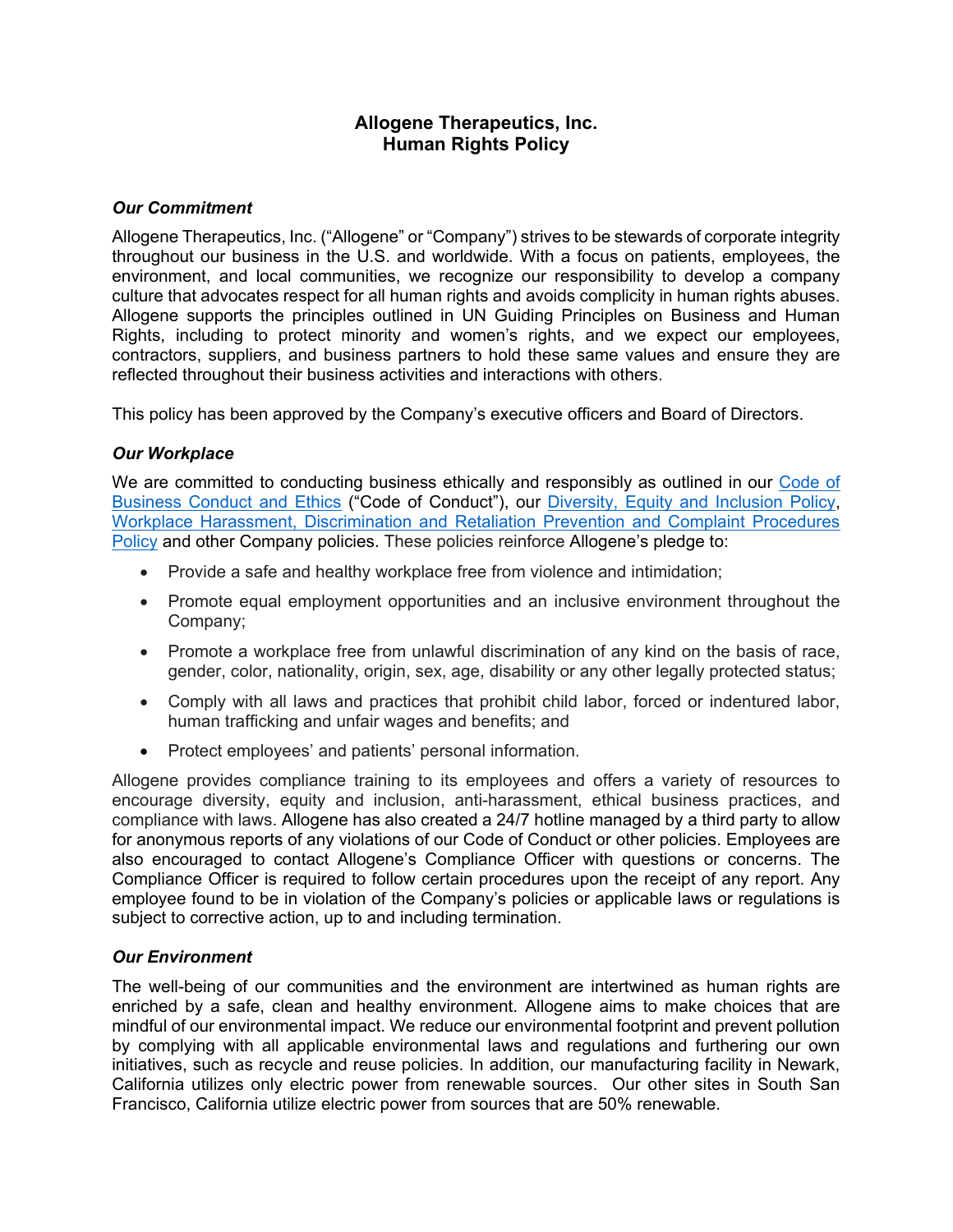# Allogene Therapeutics, Inc.
# Human Rights Policy

### *Our Commitment*

Allogene Therapeutics, Inc. ("Allogene" or "Company") strives to be stewards of corporate integrity throughout our business in the U.S. and worldwide. With a focus on patients, employees, the environment, and local communities, we recognize our responsibility to develop a company culture that advocates respect for all human rights and avoids complicity in human rights abuses. Allogene supports the principles outlined in UN Guiding Principles on Business and Human Rights, including to protect minority and women's rights, and we expect our employees, contractors, suppliers, and business partners to hold these same values and ensure they are reflected throughout their business activities and interactions with others.

This policy has been approved by the Company's executive officers and Board of Directors.

### *Our Workplace*

We are committed to conducting business ethically and responsibly as outlined in our Code of Business Conduct and Ethics ("Code of Conduct"), our Diversity, Equity and Inclusion Policy, Workplace Harassment, Discrimination and Retaliation Prevention and Complaint Procedures Policy and other Company policies. These policies reinforce Allogene's pledge to:

- Provide a safe and healthy workplace free from violence and intimidation;
- Promote equal employment opportunities and an inclusive environment throughout the Company;
- Promote a workplace free from unlawful discrimination of any kind on the basis of race, gender, color, nationality, origin, sex, age, disability or any other legally protected status;
- Comply with all laws and practices that prohibit child labor, forced or indentured labor, human trafficking and unfair wages and benefits; and
- Protect employees' and patients' personal information.

Allogene provides compliance training to its employees and offers a variety of resources to encourage diversity, equity and inclusion, anti-harassment, ethical business practices, and compliance with laws. Allogene has also created a 24/7 hotline managed by a third party to allow for anonymous reports of any violations of our Code of Conduct or other policies. Employees are also encouraged to contact Allogene's Compliance Officer with questions or concerns. The Compliance Officer is required to follow certain procedures upon the receipt of any report. Any employee found to be in violation of the Company's policies or applicable laws or regulations is subject to corrective action, up to and including termination.

### *Our Environment*

The well-being of our communities and the environment are intertwined as human rights are enriched by a safe, clean and healthy environment. Allogene aims to make choices that are mindful of our environmental impact. We reduce our environmental footprint and prevent pollution by complying with all applicable environmental laws and regulations and furthering our own initiatives, such as recycle and reuse policies. In addition, our manufacturing facility in Newark, California utilizes only electric power from renewable sources. Our other sites in South San Francisco, California utilize electric power from sources that are 50% renewable.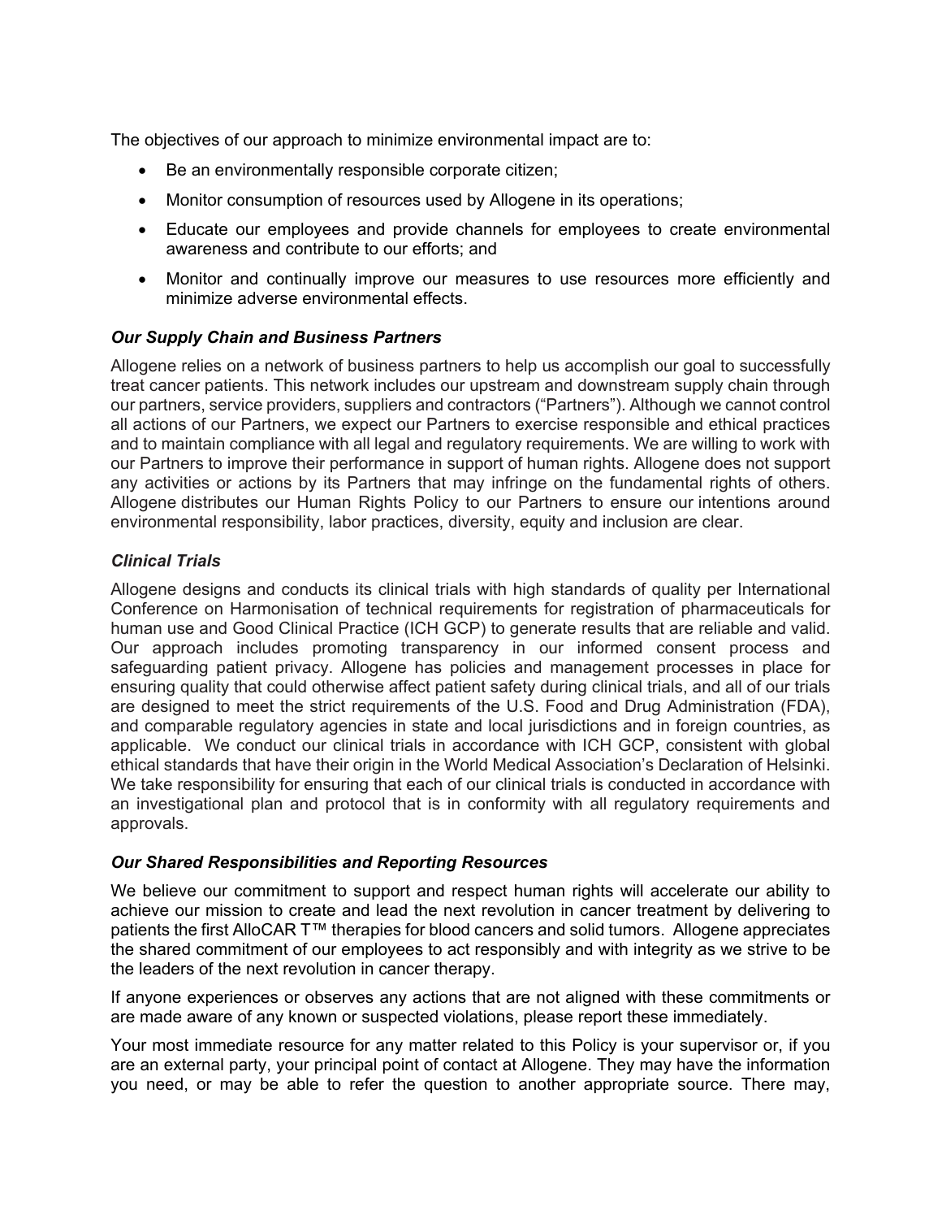The objectives of our approach to minimize environmental impact are to:

- Be an environmentally responsible corporate citizen;
- Monitor consumption of resources used by Allogene in its operations;
- Educate our employees and provide channels for employees to create environmental awareness and contribute to our efforts; and
- Monitor and continually improve our measures to use resources more efficiently and minimize adverse environmental effects.

### *Our Supply Chain and Business Partners*

Allogene relies on a network of business partners to help us accomplish our goal to successfully treat cancer patients. This network includes our upstream and downstream supply chain through our partners, service providers, suppliers and contractors ("Partners"). Although we cannot control all actions of our Partners, we expect our Partners to exercise responsible and ethical practices and to maintain compliance with all legal and regulatory requirements. We are willing to work with our Partners to improve their performance in support of human rights. Allogene does not support any activities or actions by its Partners that may infringe on the fundamental rights of others. Allogene distributes our Human Rights Policy to our Partners to ensure our intentions around environmental responsibility, labor practices, diversity, equity and inclusion are clear.

### *Clinical Trials*

Allogene designs and conducts its clinical trials with high standards of quality per International Conference on Harmonisation of technical requirements for registration of pharmaceuticals for human use and Good Clinical Practice (ICH GCP) to generate results that are reliable and valid. Our approach includes promoting transparency in our informed consent process and safeguarding patient privacy. Allogene has policies and management processes in place for ensuring quality that could otherwise affect patient safety during clinical trials, and all of our trials are designed to meet the strict requirements of the U.S. Food and Drug Administration (FDA), and comparable regulatory agencies in state and local jurisdictions and in foreign countries, as applicable. We conduct our clinical trials in accordance with ICH GCP, consistent with global ethical standards that have their origin in the World Medical Association's Declaration of Helsinki. We take responsibility for ensuring that each of our clinical trials is conducted in accordance with an investigational plan and protocol that is in conformity with all regulatory requirements and approvals.

### *Our Shared Responsibilities and Reporting Resources*

We believe our commitment to support and respect human rights will accelerate our ability to achieve our mission to create and lead the next revolution in cancer treatment by delivering to patients the first AlloCAR T™ therapies for blood cancers and solid tumors. Allogene appreciates the shared commitment of our employees to act responsibly and with integrity as we strive to be the leaders of the next revolution in cancer therapy.

If anyone experiences or observes any actions that are not aligned with these commitments or are made aware of any known or suspected violations, please report these immediately.

Your most immediate resource for any matter related to this Policy is your supervisor or, if you are an external party, your principal point of contact at Allogene. They may have the information you need, or may be able to refer the question to another appropriate source. There may,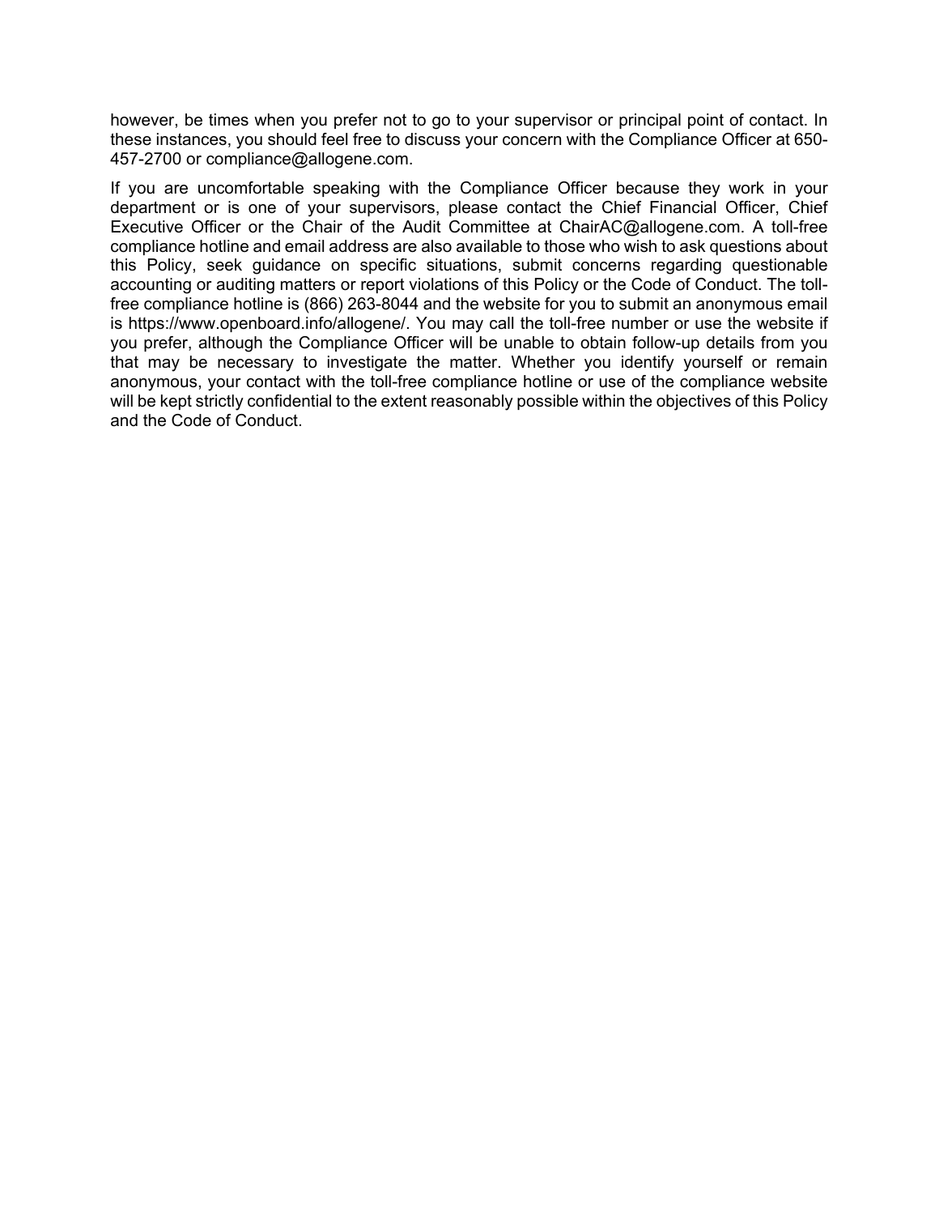however, be times when you prefer not to go to your supervisor or principal point of contact. In these instances, you should feel free to discuss your concern with the Compliance Officer at 650-457-2700 or compliance@allogene.com.

If you are uncomfortable speaking with the Compliance Officer because they work in your department or is one of your supervisors, please contact the Chief Financial Officer, Chief Executive Officer or the Chair of the Audit Committee at ChairAC@allogene.com. A toll-free compliance hotline and email address are also available to those who wish to ask questions about this Policy, seek guidance on specific situations, submit concerns regarding questionable accounting or auditing matters or report violations of this Policy or the Code of Conduct. The toll-free compliance hotline is (866) 263-8044 and the website for you to submit an anonymous email is https://www.openboard.info/allogene/. You may call the toll-free number or use the website if you prefer, although the Compliance Officer will be unable to obtain follow-up details from you that may be necessary to investigate the matter. Whether you identify yourself or remain anonymous, your contact with the toll-free compliance hotline or use of the compliance website will be kept strictly confidential to the extent reasonably possible within the objectives of this Policy and the Code of Conduct.